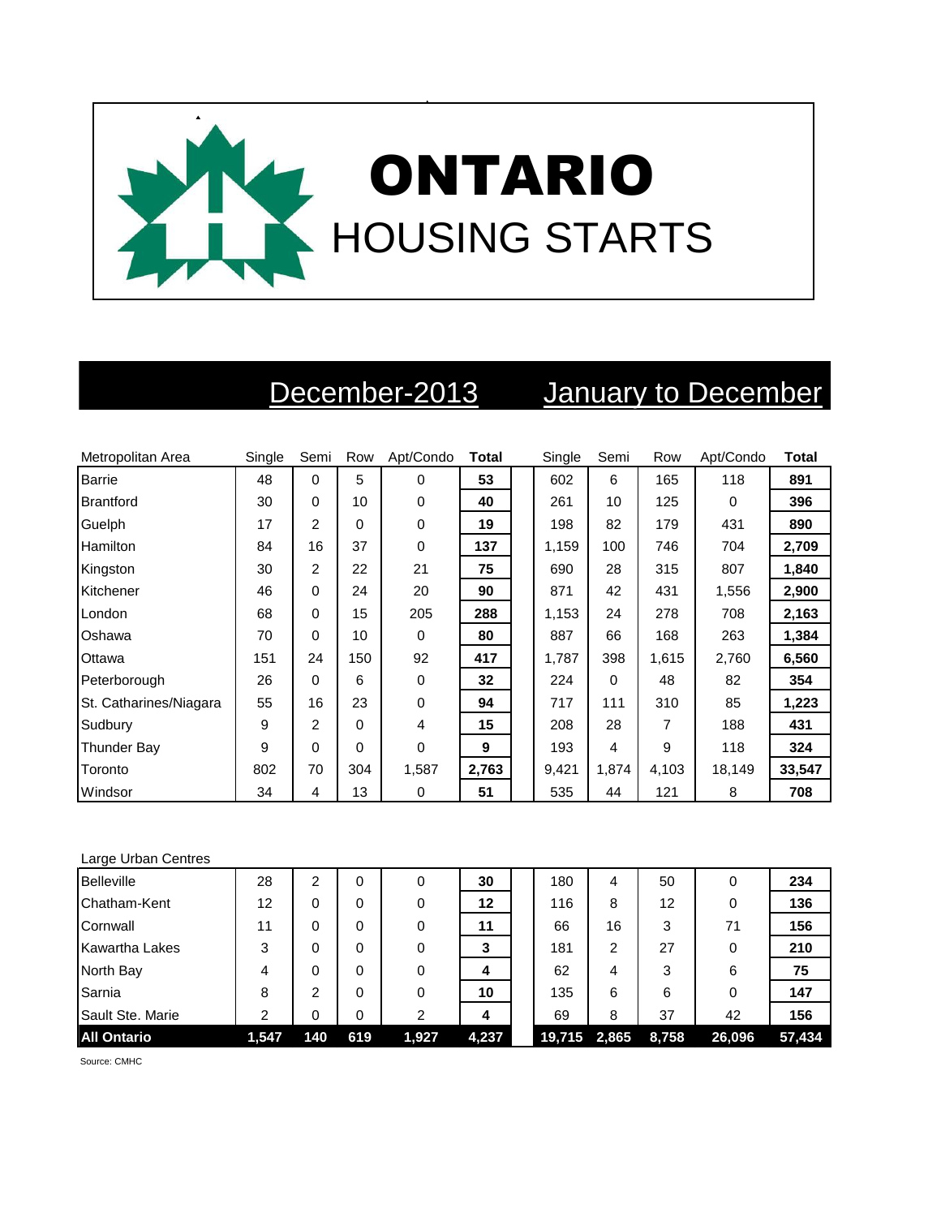# ONTARIO

## HOUSING STARTS

| Metropolitan Area | December-2013 | | | | | January to December | | | | |
|---|---|---|---|---|---|---|---|---|---|---|
| | Single | Semi | Row | Apt/Condo | **Total** | Single | Semi | Row | Apt/Condo | **Total** |
| Barrie | 48 | 0 | 5 | 0 | **53** | 602 | 6 | 165 | 118 | **891** |
| Brantford | 30 | 0 | 10 | 0 | **40** | 261 | 10 | 125 | 0 | **396** |
| Guelph | 17 | 2 | 0 | 0 | **19** | 198 | 82 | 179 | 431 | **890** |
| Hamilton | 84 | 16 | 37 | 0 | **137** | 1,159 | 100 | 746 | 704 | **2,709** |
| Kingston | 30 | 2 | 22 | 21 | **75** | 690 | 28 | 315 | 807 | **1,840** |
| Kitchener | 46 | 0 | 24 | 20 | **90** | 871 | 42 | 431 | 1,556 | **2,900** |
| London | 68 | 0 | 15 | 205 | **288** | 1,153 | 24 | 278 | 708 | **2,163** |
| Oshawa | 70 | 0 | 10 | 0 | **80** | 887 | 66 | 168 | 263 | **1,384** |
| Ottawa | 151 | 24 | 150 | 92 | **417** | 1,787 | 398 | 1,615 | 2,760 | **6,560** |
| Peterborough | 26 | 0 | 6 | 0 | **32** | 224 | 0 | 48 | 82 | **354** |
| St. Catharines/Niagara | 55 | 16 | 23 | 0 | **94** | 717 | 111 | 310 | 85 | **1,223** |
| Sudbury | 9 | 2 | 0 | 4 | **15** | 208 | 28 | 7 | 188 | **431** |
| Thunder Bay | 9 | 0 | 0 | 0 | **9** | 193 | 4 | 9 | 118 | **324** |
| Toronto | 802 | 70 | 304 | 1,587 | **2,763** | 9,421 | 1,874 | 4,103 | 18,149 | **33,547** |
| Windsor | 34 | 4 | 13 | 0 | **51** | 535 | 44 | 121 | 8 | **708** |

| Large Urban Centres | Single | Semi | Row | Apt/Condo | **Total** | Single | Semi | Row | Apt/Condo | **Total** |
|---|---|---|---|---|---|---|---|---|---|---|
| Belleville | 28 | 2 | 0 | 0 | **30** | 180 | 4 | 50 | 0 | **234** |
| Chatham-Kent | 12 | 0 | 0 | 0 | **12** | 116 | 8 | 12 | 0 | **136** |
| Cornwall | 11 | 0 | 0 | 0 | **11** | 66 | 16 | 3 | 71 | **156** |
| Kawartha Lakes | 3 | 0 | 0 | 0 | **3** | 181 | 2 | 27 | 0 | **210** |
| North Bay | 4 | 0 | 0 | 0 | **4** | 62 | 4 | 3 | 6 | **75** |
| Sarnia | 8 | 2 | 0 | 0 | **10** | 135 | 6 | 6 | 0 | **147** |
| Sault Ste. Marie | 2 | 0 | 0 | 2 | **4** | 69 | 8 | 37 | 42 | **156** |
| **All Ontario** | **1,547** | **140** | **619** | **1,927** | **4,237** | **19,715** | **2,865** | **8,758** | **26,096** | **57,434** |

Source: CMHC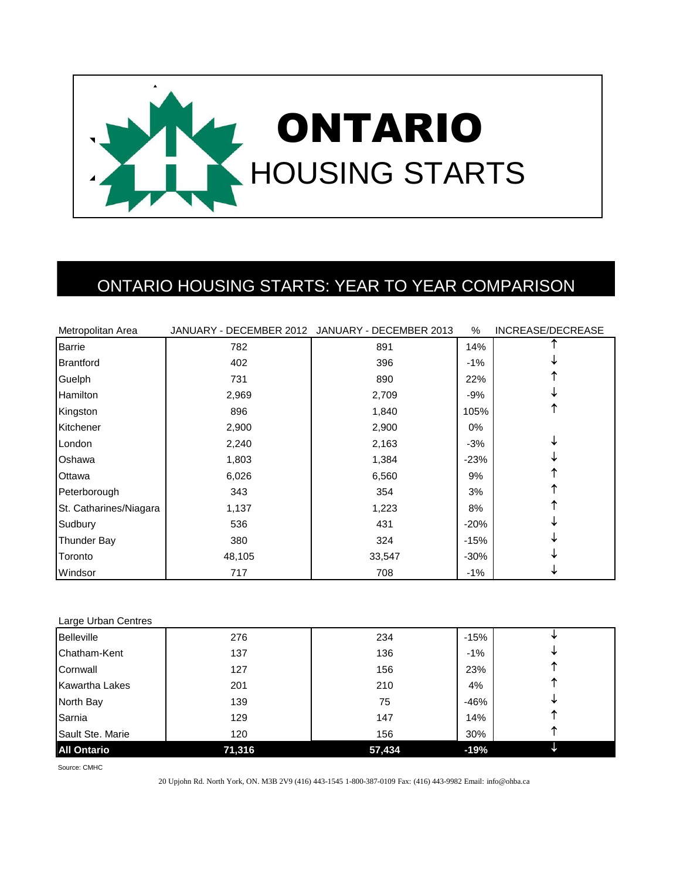# ONTARIO
## HOUSING STARTS

## ONTARIO HOUSING STARTS: YEAR TO YEAR COMPARISON

| Metropolitan Area | JANUARY - DECEMBER 2012 | JANUARY - DECEMBER 2013 | % | INCREASE/DECREASE |
|---|---|---|---|---|
| Barrie | 782 | 891 | 14% | ↑ |
| Brantford | 402 | 396 | -1% | ↓ |
| Guelph | 731 | 890 | 22% | ↑ |
| Hamilton | 2,969 | 2,709 | -9% | ↓ |
| Kingston | 896 | 1,840 | 105% | ↑ |
| Kitchener | 2,900 | 2,900 | 0% | |
| London | 2,240 | 2,163 | -3% | ↓ |
| Oshawa | 1,803 | 1,384 | -23% | ↓ |
| Ottawa | 6,026 | 6,560 | 9% | ↑ |
| Peterborough | 343 | 354 | 3% | ↑ |
| St. Catharines/Niagara | 1,137 | 1,223 | 8% | ↑ |
| Sudbury | 536 | 431 | -20% | ↓ |
| Thunder Bay | 380 | 324 | -15% | ↓ |
| Toronto | 48,105 | 33,547 | -30% | ↓ |
| Windsor | 717 | 708 | -1% | ↓ |

Large Urban Centres

| | | | | |
|---|---|---|---|---|
| Belleville | 276 | 234 | -15% | ↓ |
| Chatham-Kent | 137 | 136 | -1% | ↓ |
| Cornwall | 127 | 156 | 23% | ↑ |
| Kawartha Lakes | 201 | 210 | 4% | ↑ |
| North Bay | 139 | 75 | -46% | ↓ |
| Sarnia | 129 | 147 | 14% | ↑ |
| Sault Ste. Marie | 120 | 156 | 30% | ↑ |
| **All Ontario** | **71,316** | **57,434** | **-19%** | ↓ |

Source: CMHC

20 Upjohn Rd. North York, ON. M3B 2V9 (416) 443-1545 1-800-387-0109 Fax: (416) 443-9982 Email: info@ohba.ca